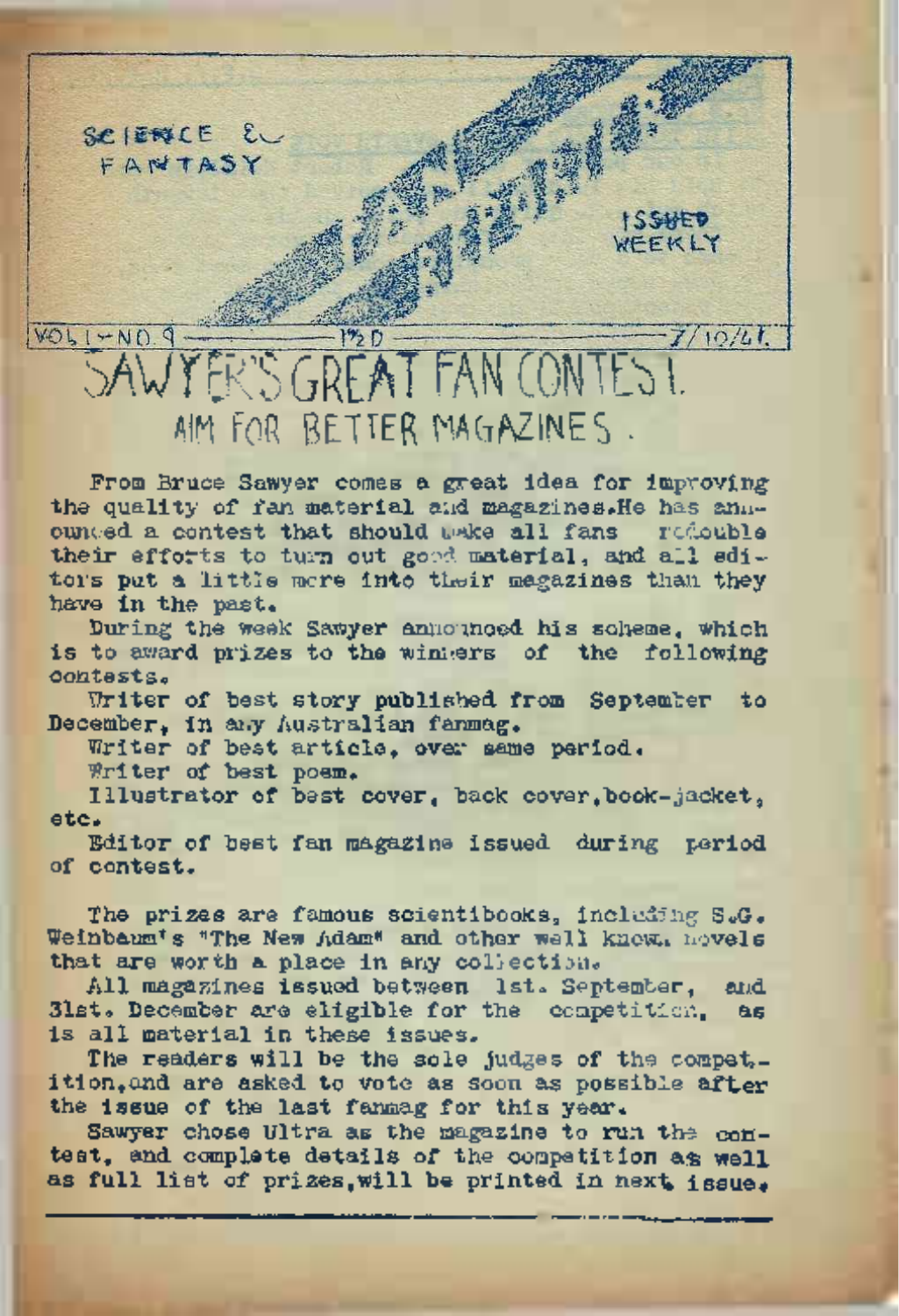SCIENCE & FANTASY

ISSUED WEEKLY

VOL 1 - NO. 9 — 1½D — 7/10/41.

# SAWYER'S GREAT FAN CONTEST.

## AIM FOR BETTER MAGAZINES.

From Bruce Sawyer comes a great idea for improving the quality of fan material and magazines. He has announced a contest that should make all fans redouble their efforts to turn out good material, and all editors put a little more into their magazines than they have in the past.

During the week Sawyer announced his scheme, which is to award prizes to the winners of the following contests.

Writer of best story published from September to December, in any Australian fanmag.

Writer of best article, over same period.

Writer of best poem.

Illustrator of best cover, back cover, book-jacket, etc.

Editor of best fan magazine issued during period of contest.

The prizes are famous scientibooks, including S.G. Weinbaum's "The New Adam" and other well known novels that are worth a place in any collection.

All magazines issued between 1st. September, and 31st. December are eligible for the competition, as is all material in these issues.

The readers will be the sole judges of the competition, and are asked to vote as soon as possible after the issue of the last fanmag for this year.

Sawyer chose Ultra as the magazine to run the contest, and complete details of the competition as well as full list of prizes, will be printed in next issue.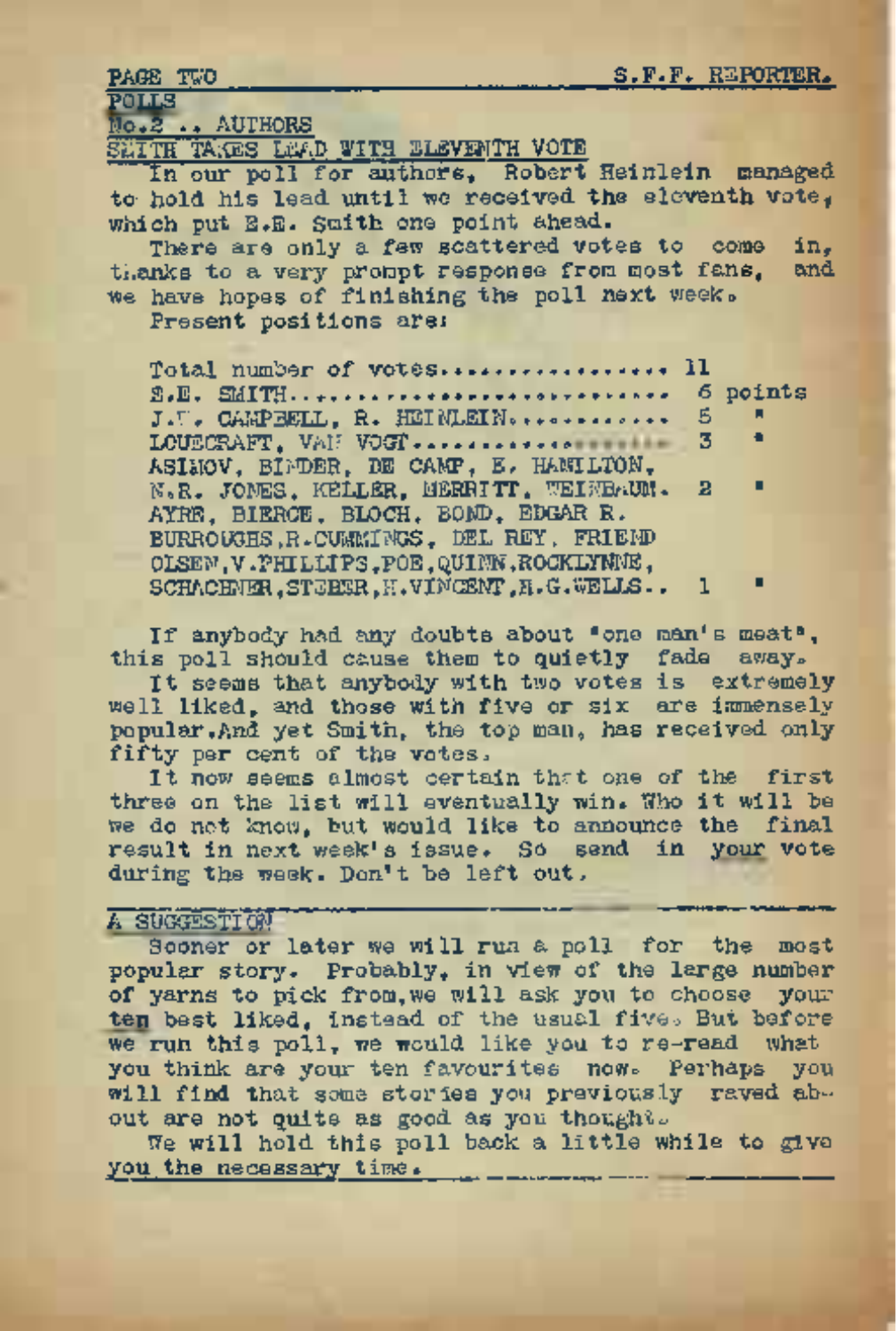## POLLS

### No.2 .. AUTHORS

### SMITH TAKES LEAD WITH ELEVENTH VOTE

In our poll for authors, Robert Heinlein managed to hold his lead until we received the eleventh vote, which put E.E. Smith one point ahead.

There are only a few scattered votes to come in, thanks to a very prompt response from most fans, and we have hopes of finishing the poll next week.

Present positions are:

| | |
|---|---|
| Total number of votes................. | 11 |
| E.E. SMITH......................... | 6 points |
| J.W. CAMPBELL, R. HEINLEIN............ | 5 " |
| LOVECRAFT, VAN VOGT.................. | 3 " |
| ASIMOV, BINDER, DE CAMP, E. HAMILTON, N.R. JONES, KELLER, MERRITT, WEINBAUM. | 2 " |
| AYRE, BIERCE, BLOCH, BOND, EDGAR R. BURROUGHS, R.CUMMINGS, DEL REY, FRIEND OLSEN, V.PHILLIPS, POE, QUINN, ROCKLYNNE, SCHACHNER, STEBER, H.VINCENT, H.G.WELLS.. | 1 " |

If anybody had any doubts about "one man's meat", this poll should cause them to quietly fade away.

It seems that anybody with two votes is extremely well liked, and those with five or six are immensely popular. And yet Smith, the top man, has received only fifty per cent of the votes.

It now seems almost certain that one of the first three on the list will eventually win. Who it will be we do not know, but would like to announce the final result in next week's issue. So send in <u>your</u> vote during the week. Don't be left out.

---

### A SUGGESTION

Sooner or later we will run a poll for the most popular story. Probably, in view of the large number of yarns to pick from, we will ask you to choose your <u>ten</u> best liked, instead of the usual five. But before we run this poll, we would like you to re-read what you think are your ten favourites now. Perhaps you will find that some stories you previously raved about are not quite as good as you thought.

We will hold this poll back a little while to give you the necessary time.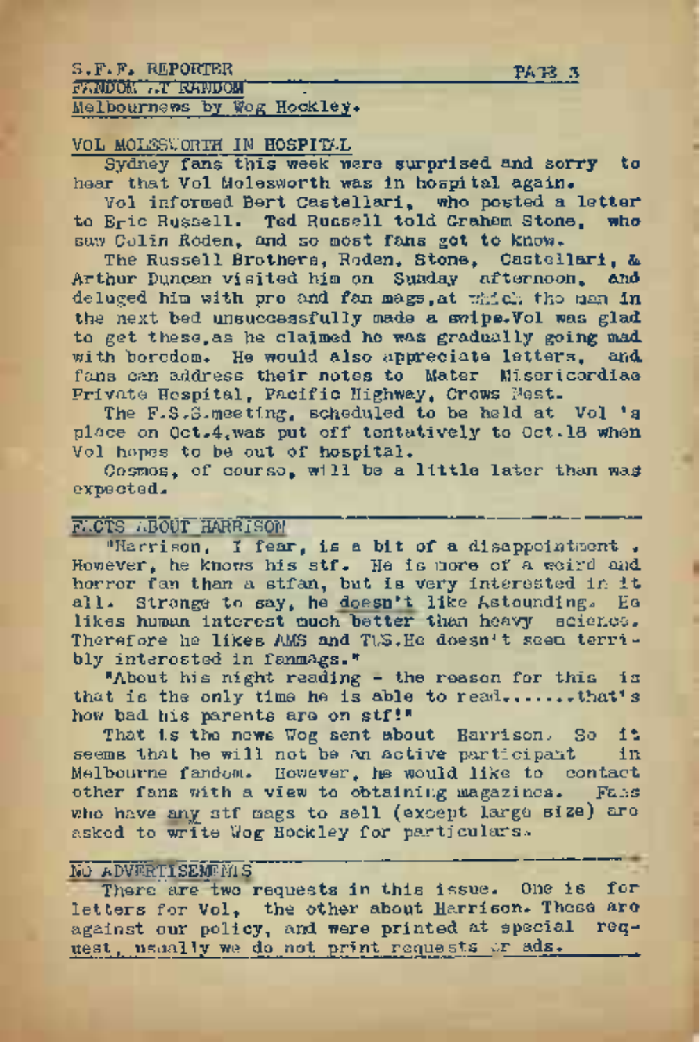FANDOM AT RANDOM

Melbournews by Wog Hockley.

## VOL MOLESWORTH IN HOSPITAL

Sydney fans this week were surprised and sorry to hear that Vol Molesworth was in hospital again.

Vol informed Bert Castellari, who posted a letter to Eric Russell. Ted Russell told Graham Stone, who saw Colin Roden, and so most fans got to know.

The Russell Brothers, Roden, Stone, Castellari, & Arthur Duncan visited him on Sunday afternoon, and deluged him with pro and fan mags, at which the man in the next bed unsuccessfully made a swipe. Vol was glad to get these, as he claimed he was gradually going mad with boredom. He would also appreciate letters, and fans can address their notes to Mater Misericordiae Private Hospital, Pacific Highway, Crows Nest.

The F.S.S. meeting, scheduled to be held at Vol's place on Oct.4, was put off tentatively to Oct.18 when Vol hopes to be out of hospital.

Cosmos, of course, will be a little later than was expected.

## FACTS ABOUT HARRISON

"Harrison, I fear, is a bit of a disappointment. However, he knows his stf. He is more of a weird and horror fan than a stfan, but is very interested in it all. Strange to say, he doesn't like Astounding. He likes human interest much better than heavy science. Therefore he likes AMS and TWS. He doesn't seem terribly interested in fanmags."

"About his night reading - the reason for this is that is the only time he is able to read.......that's how bad his parents are on stf!"

That is the news Wog sent about Harrison. So it seems that he will not be an active participant in Melbourne fandom. However, he would like to contact other fans with a view to obtaining magazines. Fans who have any stf mags to sell (except large size) are asked to write Wog Hockley for particulars.

## NO ADVERTISEMENTS

There are two requests in this issue. One is for letters for Vol, the other about Harrison. These are against our policy, and were printed at special request, usually we do not print requests or ads.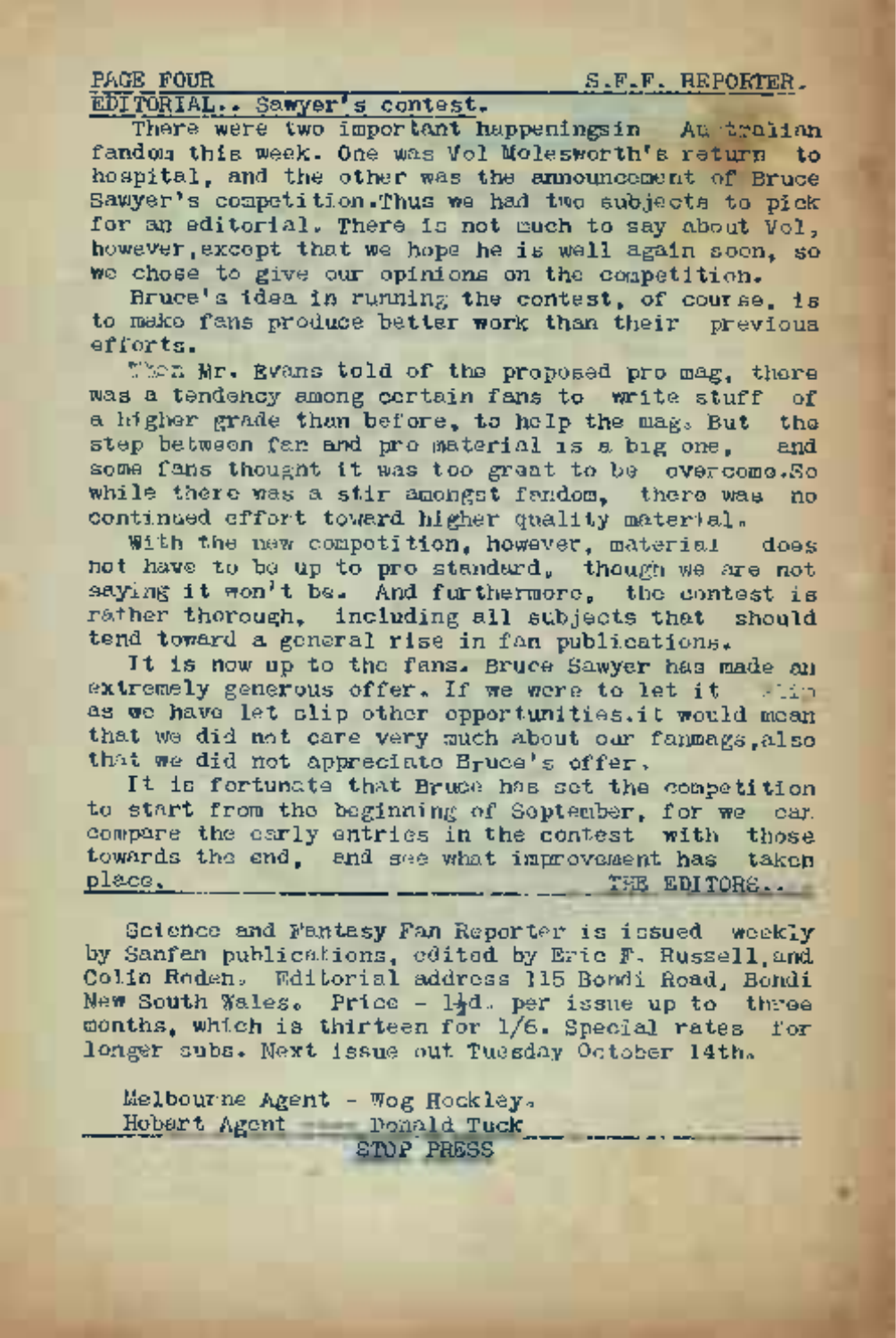## EDITORIAL.. Sawyer's contest.

There were two important happeningsin Australian fandom this week. One was Vol Molesworth's return to hospital, and the other was the announcement of Bruce Sawyer's competition.Thus we had two subjects to pick for an editorial. There is not much to say about Vol, however,except that we hope he is well again soon, so we chose to give our opinions on the competition.

Bruce's idea in running the contest, of course, is to make fans produce better work than their previous efforts.

When Mr. Evans told of the proposed pro mag, there was a tendency among certain fans to write stuff of a higher grade than before, to help the mag. But the step between fan and pro material is a big one, and some fans thought it was too great to be overcome.So while there was a stir amongst fandom, there was no continued effort toward higher quality material.

With the new competition, however, material does not have to be up to pro standard, though we are not saying it won't be. And furthermore, the contest is rather thorough, including all subjects that should tend toward a general rise in fan publications.

It is now up to the fans. Bruce Sawyer has made an extremely generous offer. If we were to let it slip as we have let slip other opportunities,it would mean that we did not care very much about our fanmags,also that we did not appreciate Bruce's offer.

It is fortunate that Bruce has set the competition to start from the beginning of September, for we can compare the early entries in the contest with those towards the end, and see what improvement has taken place.

THE EDITORS..

Science and Fantasy Fan Reporter is issued weekly by Sanfan publications, edited by Eric F. Russell,and Colin Roden. Editorial address 115 Bondi Road, Bondi New South Wales. Price - 1½d. per issue up to three months, which is thirteen for 1/6. Special rates for longer subs. Next issue out Tuesday October 14th.

Melbourne Agent - Wog Hockley.
Hobart Agent - Donald Tuck

STOP PRESS